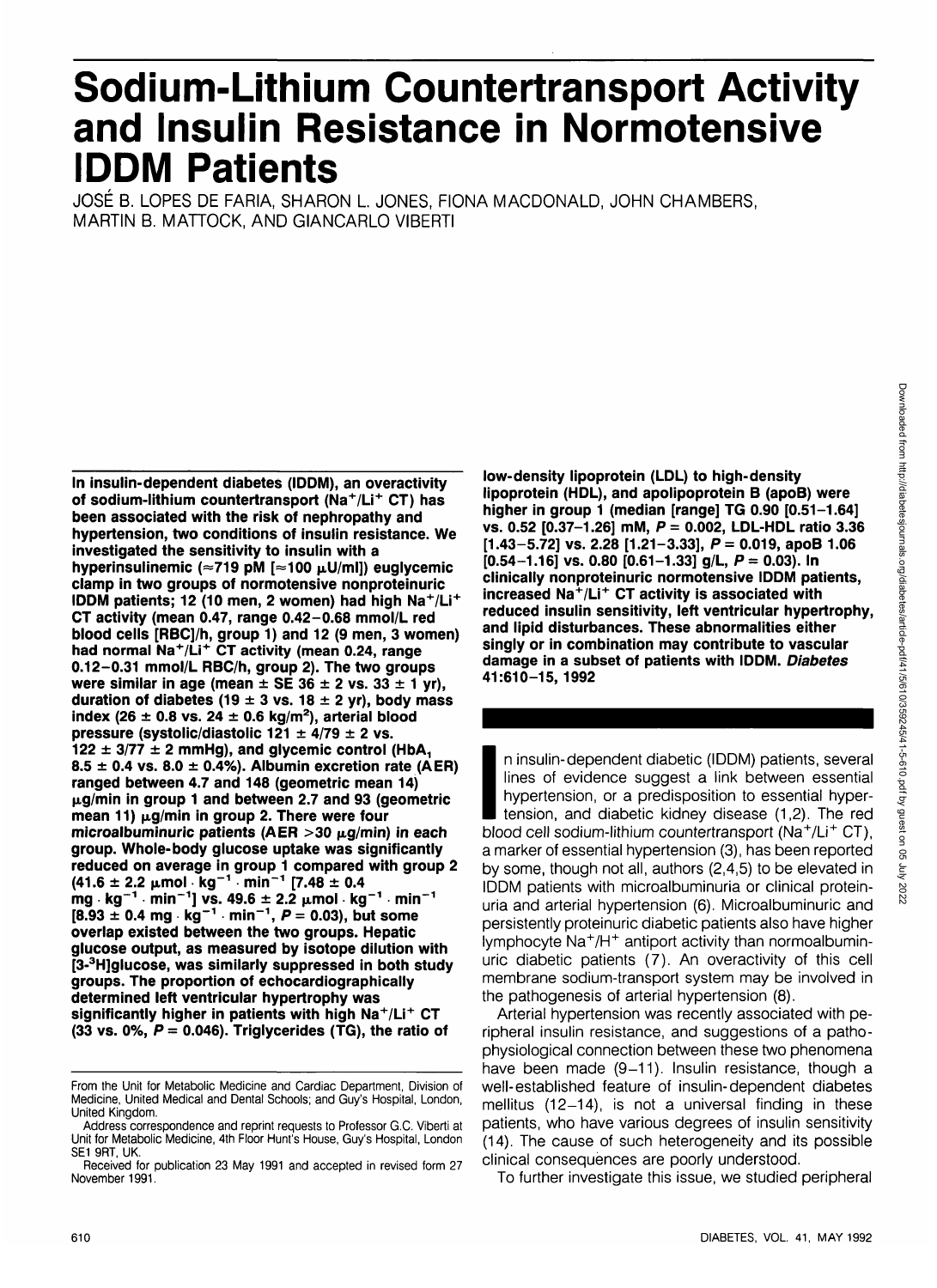# Sodium-Lithium Countertransport Activity and Insulin Resistance in Normotensive IDDM Patients

JOSÉ B. LOPES DE FARIA, SHARON L. JONES, FIONA MACDONALD, JOHN CHAMBERS, MARTIN B. MATTOCK, AND GIANCARLO VIBERTI

**In insulin-dependent diabetes (IDDM), an overactivity of sodium-lithium countertransport ($Na^+/Li^+$ CT) has been associated with the risk of nephropathy and hypertension, two conditions of insulin resistance. We investigated the sensitivity to insulin with a hyperinsulinemic (≈719 pM [≈100 μU/ml]) euglycemic clamp in two groups of normotensive nonproteinuric IDDM patients; 12 (10 men, 2 women) had high $Na^+/Li^+$ CT activity (mean 0.47, range 0.42–0.68 mmol/L red blood cells [RBC]/h, group 1) and 12 (9 men, 3 women) had normal $Na^+/Li^+$ CT activity (mean 0.24, range 0.12–0.31 mmol/L RBC/h, group 2). The two groups were similar in age (mean ± SE 36 ± 2 vs. 33 ± 1 yr), duration of diabetes (19 ± 3 vs. 18 ± 2 yr), body mass index (26 ± 0.8 vs. 24 ± 0.6 kg/m²), arterial blood pressure (systolic/diastolic 121 ± 4/79 ± 2 vs. 122 ± 3/77 ± 2 mmHg), and glycemic control ($HbA_1$ 8.5 ± 0.4 vs. 8.0 ± 0.4%). Albumin excretion rate (AER) ranged between 4.7 and 148 (geometric mean 14) μg/min in group 1 and between 2.7 and 93 (geometric mean 11) μg/min in group 2. There were four microalbuminuric patients (AER >30 μg/min) in each group. Whole-body glucose uptake was significantly reduced on average in group 1 compared with group 2 (41.6 ± 2.2 $\mu mol \cdot kg^{-1} \cdot min^{-1}$ [7.48 ± 0.4 $mg \cdot kg^{-1} \cdot min^{-1}$] vs. 49.6 ± 2.2 $\mu mol \cdot kg^{-1} \cdot min^{-1}$ [8.93 ± 0.4 $mg \cdot kg^{-1} \cdot min^{-1}$, $P = 0.03$), but some overlap existed between the two groups. Hepatic glucose output, as measured by isotope dilution with [3-³H]glucose, was similarly suppressed in both study groups. The proportion of echocardiographically determined left ventricular hypertrophy was significantly higher in patients with high $Na^+/Li^+$ CT (33 vs. 0%, $P = 0.046$). Triglycerides (TG), the ratio of low-density lipoprotein (LDL) to high-density lipoprotein (HDL), and apolipoprotein B (apoB) were higher in group 1 (median [range] TG 0.90 [0.51–1.64] vs. 0.52 [0.37–1.26] mM, $P = 0.002$, LDL-HDL ratio 3.36 [1.43–5.72] vs. 2.28 [1.21–3.33], $P = 0.019$, apoB 1.06 [0.54–1.16] vs. 0.80 [0.61–1.33] g/L, $P = 0.03$). In clinically nonproteinuric normotensive IDDM patients, increased $Na^+/Li^+$ CT activity is associated with reduced insulin sensitivity, left ventricular hypertrophy, and lipid disturbances. These abnormalities either singly or in combination may contribute to vascular damage in a subset of patients with IDDM. *Diabetes* 41:610–15, 1992**

In insulin-dependent diabetic (IDDM) patients, several lines of evidence suggest a link between essential hypertension, or a predisposition to essential hypertension, and diabetic kidney disease (1,2). The red blood cell sodium-lithium countertransport ($Na^+/Li^+$ CT), a marker of essential hypertension (3), has been reported by some, though not all, authors (2,4,5) to be elevated in IDDM patients with microalbuminuria or clinical proteinuria and arterial hypertension (6). Microalbuminuric and persistently proteinuric diabetic patients also have higher lymphocyte $Na^+/H^+$ antiport activity than normoalbuminuric diabetic patients (7). An overactivity of this cell membrane sodium-transport system may be involved in the pathogenesis of arterial hypertension (8).

Arterial hypertension was recently associated with peripheral insulin resistance, and suggestions of a pathophysiological connection between these two phenomena have been made (9–11). Insulin resistance, though a well-established feature of insulin-dependent diabetes mellitus (12–14), is not a universal finding in these patients, who have various degrees of insulin sensitivity (14). The cause of such heterogeneity and its possible clinical consequences are poorly understood.

To further investigate this issue, we studied peripheral

From the Unit for Metabolic Medicine and Cardiac Department, Division of Medicine, United Medical and Dental Schools; and Guy's Hospital, London, United Kingdom.

Address correspondence and reprint requests to Professor G.C. Viberti at Unit for Metabolic Medicine, 4th Floor Hunt's House, Guy's Hospital, London SE1 9RT, UK.

Received for publication 23 May 1991 and accepted in revised form 27 November 1991.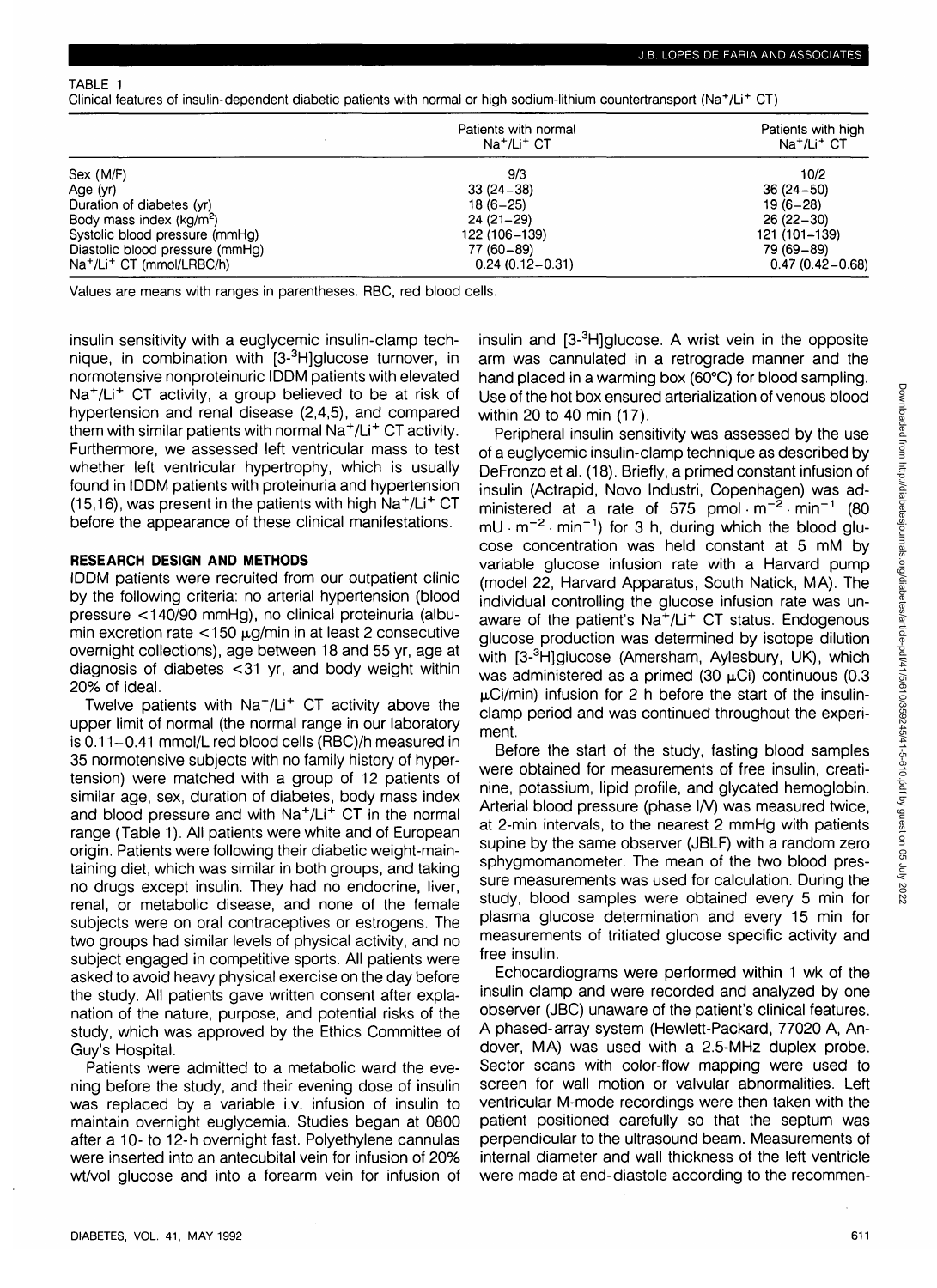TABLE 1

Clinical features of insulin-dependent diabetic patients with normal or high sodium-lithium countertransport ($Na^+/Li^+$ CT)

| | Patients with normal $Na^+/Li^+$ CT | Patients with high $Na^+/Li^+$ CT |
|---|---|---|
| Sex (M/F) | 9/3 | 10/2 |
| Age (yr) | 33 (24–38) | 36 (24–50) |
| Duration of diabetes (yr) | 18 (6–25) | 19 (6–28) |
| Body mass index ($kg/m^2$) | 24 (21–29) | 26 (22–30) |
| Systolic blood pressure (mmHg) | 122 (106–139) | 121 (101–139) |
| Diastolic blood pressure (mmHg) | 77 (60–89) | 79 (69–89) |
| $Na^+/Li^+$ CT (mmol/LRBC/h) | 0.24 (0.12–0.31) | 0.47 (0.42–0.68) |

Values are means with ranges in parentheses. RBC, red blood cells.

insulin sensitivity with a euglycemic insulin-clamp technique, in combination with [3-$^3$H]glucose turnover, in normotensive nonproteinuric IDDM patients with elevated $Na^+/Li^+$ CT activity, a group believed to be at risk of hypertension and renal disease (2,4,5), and compared them with similar patients with normal $Na^+/Li^+$ CT activity. Furthermore, we assessed left ventricular mass to test whether left ventricular hypertrophy, which is usually found in IDDM patients with proteinuria and hypertension (15,16), was present in the patients with high $Na^+/Li^+$ CT before the appearance of these clinical manifestations.

## RESEARCH DESIGN AND METHODS

IDDM patients were recruited from our outpatient clinic by the following criteria: no arterial hypertension (blood pressure <140/90 mmHg), no clinical proteinuria (albumin excretion rate <150 μg/min in at least 2 consecutive overnight collections), age between 18 and 55 yr, age at diagnosis of diabetes <31 yr, and body weight within 20% of ideal.

Twelve patients with $Na^+/Li^+$ CT activity above the upper limit of normal (the normal range in our laboratory is 0.11–0.41 mmol/L red blood cells (RBC)/h measured in 35 normotensive subjects with no family history of hypertension) were matched with a group of 12 patients of similar age, sex, duration of diabetes, body mass index and blood pressure and with $Na^+/Li^+$ CT in the normal range (Table 1). All patients were white and of European origin. Patients were following their diabetic weight-maintaining diet, which was similar in both groups, and taking no drugs except insulin. They had no endocrine, liver, renal, or metabolic disease, and none of the female subjects were on oral contraceptives or estrogens. The two groups had similar levels of physical activity, and no subject engaged in competitive sports. All patients were asked to avoid heavy physical exercise on the day before the study. All patients gave written consent after explanation of the nature, purpose, and potential risks of the study, which was approved by the Ethics Committee of Guy's Hospital.

Patients were admitted to a metabolic ward the evening before the study, and their evening dose of insulin was replaced by a variable i.v. infusion of insulin to maintain overnight euglycemia. Studies began at 0800 after a 10- to 12-h overnight fast. Polyethylene cannulas were inserted into an antecubital vein for infusion of 20% wt/vol glucose and into a forearm vein for infusion of insulin and [3-$^3$H]glucose. A wrist vein in the opposite arm was cannulated in a retrograde manner and the hand placed in a warming box (60°C) for blood sampling. Use of the hot box ensured arterialization of venous blood within 20 to 40 min (17).

Peripheral insulin sensitivity was assessed by the use of a euglycemic insulin-clamp technique as described by DeFronzo et al. (18). Briefly, a primed constant infusion of insulin (Actrapid, Novo Industri, Copenhagen) was administered at a rate of 575 $pmol \cdot m^{-2} \cdot min^{-1}$ (80 $mU \cdot m^{-2} \cdot min^{-1}$) for 3 h, during which the blood glucose concentration was held constant at 5 mM by variable glucose infusion rate with a Harvard pump (model 22, Harvard Apparatus, South Natick, MA). The individual controlling the glucose infusion rate was unaware of the patient's $Na^+/Li^+$ CT status. Endogenous glucose production was determined by isotope dilution with [3-$^3$H]glucose (Amersham, Aylesbury, UK), which was administered as a primed (30 μCi) continuous (0.3 μCi/min) infusion for 2 h before the start of the insulin-clamp period and was continued throughout the experiment.

Before the start of the study, fasting blood samples were obtained for measurements of free insulin, creatinine, potassium, lipid profile, and glycated hemoglobin. Arterial blood pressure (phase I/V) was measured twice, at 2-min intervals, to the nearest 2 mmHg with patients supine by the same observer (JBLF) with a random zero sphygmomanometer. The mean of the two blood pressure measurements was used for calculation. During the study, blood samples were obtained every 5 min for plasma glucose determination and every 15 min for measurements of tritiated glucose specific activity and free insulin.

Echocardiograms were performed within 1 wk of the insulin clamp and were recorded and analyzed by one observer (JBC) unaware of the patient's clinical features. A phased-array system (Hewlett-Packard, 77020 A, Andover, MA) was used with a 2.5-MHz duplex probe. Sector scans with color-flow mapping were used to screen for wall motion or valvular abnormalities. Left ventricular M-mode recordings were then taken with the patient positioned carefully so that the septum was perpendicular to the ultrasound beam. Measurements of internal diameter and wall thickness of the left ventricle were made at end-diastole according to the recommen-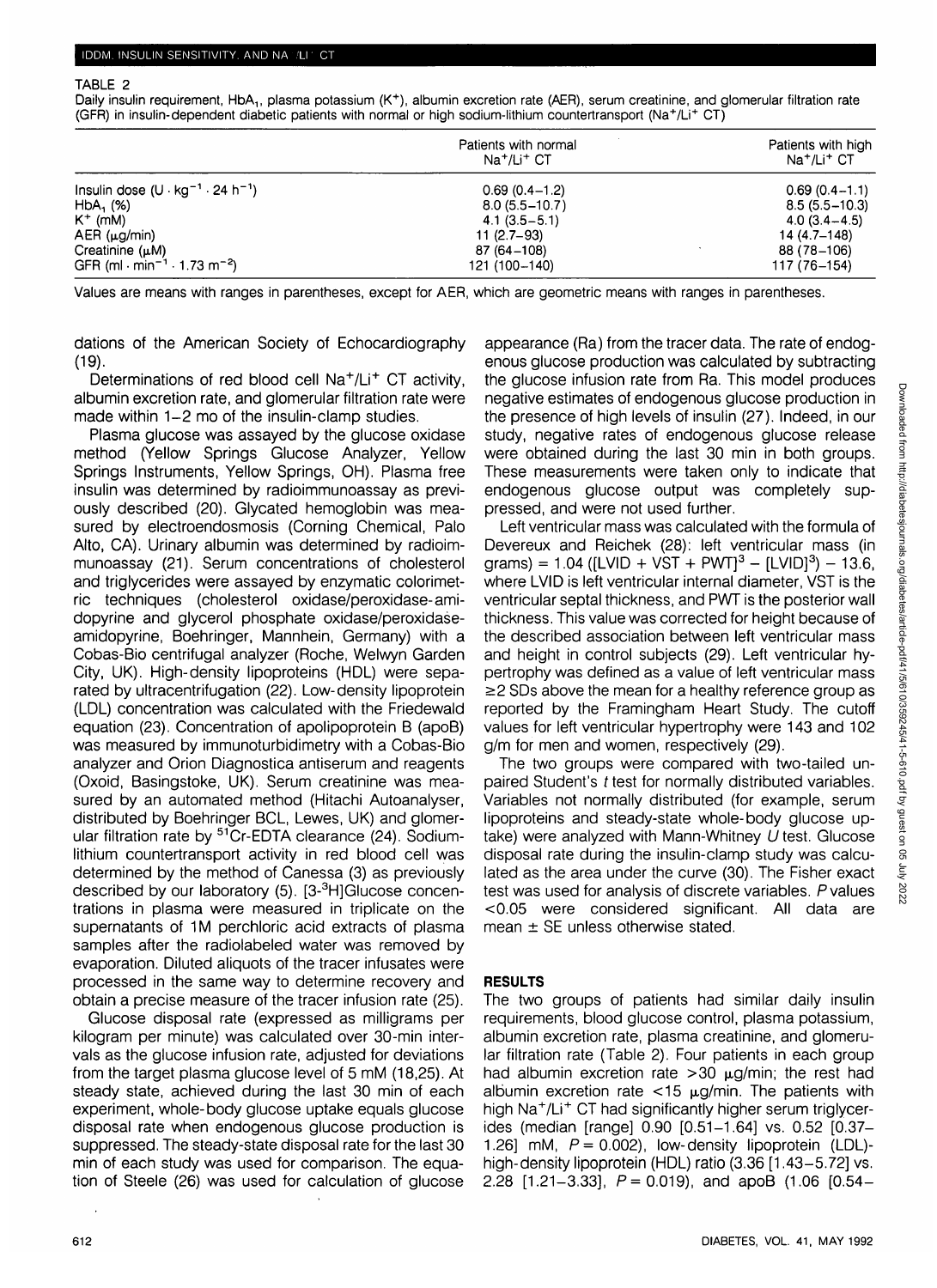TABLE 2

Daily insulin requirement, $HbA_1$, plasma potassium ($K^+$), albumin excretion rate (AER), serum creatinine, and glomerular filtration rate (GFR) in insulin-dependent diabetic patients with normal or high sodium-lithium countertransport ($Na^+/Li^+$ CT)

| | Patients with normal $Na^+/Li^+$ CT | Patients with high $Na^+/Li^+$ CT |
|---|---|---|
| Insulin dose ($U \cdot kg^{-1} \cdot 24\ h^{-1}$) | 0.69 (0.4–1.2) | 0.69 (0.4–1.1) |
| $HbA_1$ (%) | 8.0 (5.5–10.7) | 8.5 (5.5–10.3) |
| $K^+$ (mM) | 4.1 (3.5–5.1) | 4.0 (3.4–4.5) |
| AER (μg/min) | 11 (2.7–93) | 14 (4.7–148) |
| Creatinine (μM) | 87 (64–108) | 88 (78–106) |
| GFR ($ml \cdot min^{-1} \cdot 1.73\ m^{-2}$) | 121 (100–140) | 117 (76–154) |

Values are means with ranges in parentheses, except for AER, which are geometric means with ranges in parentheses.

dations of the American Society of Echocardiography (19).

Determinations of red blood cell $Na^+/Li^+$ CT activity, albumin excretion rate, and glomerular filtration rate were made within 1–2 mo of the insulin-clamp studies.

Plasma glucose was assayed by the glucose oxidase method (Yellow Springs Glucose Analyzer, Yellow Springs Instruments, Yellow Springs, OH). Plasma free insulin was determined by radioimmunoassay as previously described (20). Glycated hemoglobin was measured by electroendosmosis (Corning Chemical, Palo Alto, CA). Urinary albumin was determined by radioimmunoassay (21). Serum concentrations of cholesterol and triglycerides were assayed by enzymatic colorimetric techniques (cholesterol oxidase/peroxidase-amidopyrine and glycerol phosphate oxidase/peroxidase-amidopyrine, Boehringer, Mannhein, Germany) with a Cobas-Bio centrifugal analyzer (Roche, Welwyn Garden City, UK). High-density lipoproteins (HDL) were separated by ultracentrifugation (22). Low-density lipoprotein (LDL) concentration was calculated with the Friedewald equation (23). Concentration of apolipoprotein B (apoB) was measured by immunoturbidimetry with a Cobas-Bio analyzer and Orion Diagnostica antiserum and reagents (Oxoid, Basingstoke, UK). Serum creatinine was measured by an automated method (Hitachi Autoanalyser, distributed by Boehringer BCL, Lewes, UK) and glomerular filtration rate by $^{51}$Cr-EDTA clearance (24). Sodium-lithium countertransport activity in red blood cell was determined by the method of Canessa (3) as previously described by our laboratory (5). [3-$^3$H]Glucose concentrations in plasma were measured in triplicate on the supernatants of 1M perchloric acid extracts of plasma samples after the radiolabeled water was removed by evaporation. Diluted aliquots of the tracer infusates were processed in the same way to determine recovery and obtain a precise measure of the tracer infusion rate (25).

Glucose disposal rate (expressed as milligrams per kilogram per minute) was calculated over 30-min intervals as the glucose infusion rate, adjusted for deviations from the target plasma glucose level of 5 mM (18,25). At steady state, achieved during the last 30 min of each experiment, whole-body glucose uptake equals glucose disposal rate when endogenous glucose production is suppressed. The steady-state disposal rate for the last 30 min of each study was used for comparison. The equation of Steele (26) was used for calculation of glucose appearance (Ra) from the tracer data. The rate of endogenous glucose production was calculated by subtracting the glucose infusion rate from Ra. This model produces negative estimates of endogenous glucose production in the presence of high levels of insulin (27). Indeed, in our study, negative rates of endogenous glucose release were obtained during the last 30 min in both groups. These measurements were taken only to indicate that endogenous glucose output was completely suppressed, and were not used further.

Left ventricular mass was calculated with the formula of Devereux and Reichek (28): left ventricular mass (in grams) = $1.04\,([\text{LVID} + \text{VST} + \text{PWT}]^3 - [\text{LVID}]^3) - 13.6$, where LVID is left ventricular internal diameter, VST is the ventricular septal thickness, and PWT is the posterior wall thickness. This value was corrected for height because of the described association between left ventricular mass and height in control subjects (29). Left ventricular hypertrophy was defined as a value of left ventricular mass ≥2 SDs above the mean for a healthy reference group as reported by the Framingham Heart Study. The cutoff values for left ventricular hypertrophy were 143 and 102 g/m for men and women, respectively (29).

The two groups were compared with two-tailed unpaired Student's *t* test for normally distributed variables. Variables not normally distributed (for example, serum lipoproteins and steady-state whole-body glucose uptake) were analyzed with Mann-Whitney *U* test. Glucose disposal rate during the insulin-clamp study was calculated as the area under the curve (30). The Fisher exact test was used for analysis of discrete variables. *P* values <0.05 were considered significant. All data are mean ± SE unless otherwise stated.

## RESULTS

The two groups of patients had similar daily insulin requirements, blood glucose control, plasma potassium, albumin excretion rate, plasma creatinine, and glomerular filtration rate (Table 2). Four patients in each group had albumin excretion rate >30 μg/min; the rest had albumin excretion rate <15 μg/min. The patients with high $Na^+/Li^+$ CT had significantly higher serum triglycerides (median [range] 0.90 [0.51–1.64] vs. 0.52 [0.37–1.26] mM, $P = 0.002$), low-density lipoprotein (LDL)-high-density lipoprotein (HDL) ratio (3.36 [1.43–5.72] vs. 2.28 [1.21–3.33], $P = 0.019$), and apoB (1.06 [0.54–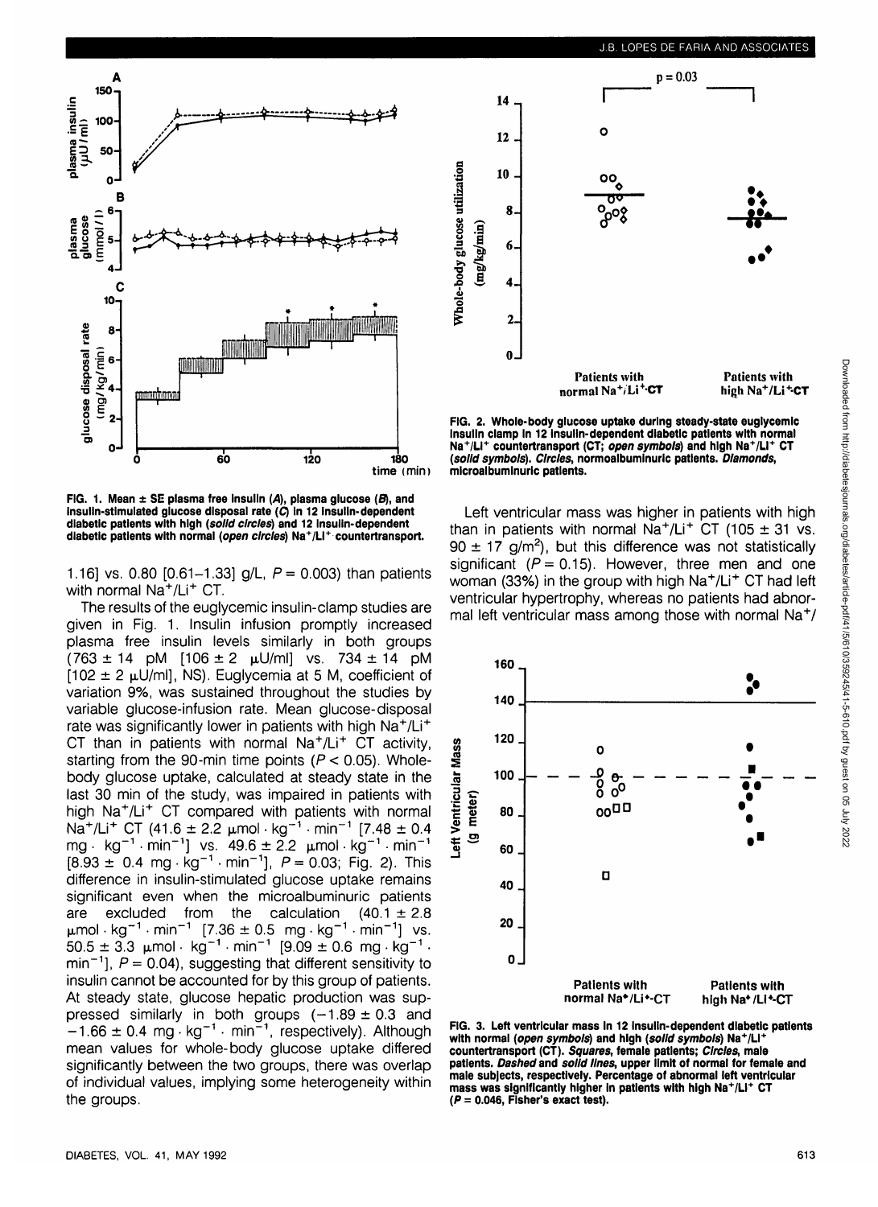FIG. 1. Mean ± SE plasma free insulin (*A*), plasma glucose (*B*), and insulin-stimulated glucose disposal rate (*C*) in 12 insulin-dependent diabetic patients with high (*solid circles*) and 12 insulin-dependent diabetic patients with normal (*open circles*) $Na^+/Li^+$ countertransport.

1.16] vs. 0.80 [0.61–1.33] g/L, $P = 0.003$) than patients with normal $Na^+/Li^+$ CT.

The results of the euglycemic insulin-clamp studies are given in Fig. 1. Insulin infusion promptly increased plasma free insulin levels similarly in both groups (763 ± 14 pM [106 ± 2 μU/ml] vs. 734 ± 14 pM [102 ± 2 μU/ml], NS). Euglycemia at 5 M, coefficient of variation 9%, was sustained throughout the studies by variable glucose-infusion rate. Mean glucose-disposal rate was significantly lower in patients with high $Na^+/Li^+$ CT than in patients with normal $Na^+/Li^+$ CT activity, starting from the 90-min time points ($P < 0.05$). Whole-body glucose uptake, calculated at steady state in the last 30 min of the study, was impaired in patients with high $Na^+/Li^+$ CT compared with patients with normal $Na^+/Li^+$ CT (41.6 ± 2.2 $\mu mol \cdot kg^{-1} \cdot min^{-1}$ [7.48 ± 0.4 $mg \cdot kg^{-1} \cdot min^{-1}$] vs. 49.6 ± 2.2 $\mu mol \cdot kg^{-1} \cdot min^{-1}$ [8.93 ± 0.4 $mg \cdot kg^{-1} \cdot min^{-1}$], $P = 0.03$; Fig. 2). This difference in insulin-stimulated glucose uptake remains significant even when the microalbuminuric patients are excluded from the calculation (40.1 ± 2.8 $\mu mol \cdot kg^{-1} \cdot min^{-1}$ [7.36 ± 0.5 $mg \cdot kg^{-1} \cdot min^{-1}$] vs. 50.5 ± 3.3 $\mu mol \cdot kg^{-1} \cdot min^{-1}$ [9.09 ± 0.6 $mg \cdot kg^{-1} \cdot min^{-1}$], $P = 0.04$), suggesting that different sensitivity to insulin cannot be accounted for by this group of patients. At steady state, glucose hepatic production was suppressed similarly in both groups (−1.89 ± 0.3 and −1.66 ± 0.4 $mg \cdot kg^{-1} \cdot min^{-1}$, respectively). Although mean values for whole-body glucose uptake differed significantly between the two groups, there was overlap of individual values, implying some heterogeneity within the groups.

FIG. 2. Whole-body glucose uptake during steady-state euglycemic insulin clamp in 12 insulin-dependent diabetic patients with normal $Na^+/Li^+$ countertransport (CT; *open symbols*) and high $Na^+/Li^+$ CT (*solid symbols*). *Circles*, normoalbuminuric patients. *Diamonds*, microalbuminuric patients.

Left ventricular mass was higher in patients with high than in patients with normal $Na^+/Li^+$ CT (105 ± 31 vs. 90 ± 17 $g/m^2$), but this difference was not statistically significant ($P = 0.15$). However, three men and one woman (33%) in the group with high $Na^+/Li^+$ CT had left ventricular hypertrophy, whereas no patients had abnormal left ventricular mass among those with normal $Na^+/$

FIG. 3. Left ventricular mass in 12 insulin-dependent diabetic patients with normal (*open symbols*) and high (*solid symbols*) $Na^+/Li^+$ countertransport (CT). *Squares*, female patients; *Circles*, male patients. *Dashed* and *solid lines*, upper limit of normal for female and male subjects, respectively. Percentage of abnormal left ventricular mass was significantly higher in patients with high $Na^+/Li^+$ CT ($P = 0.046$, Fisher's exact test).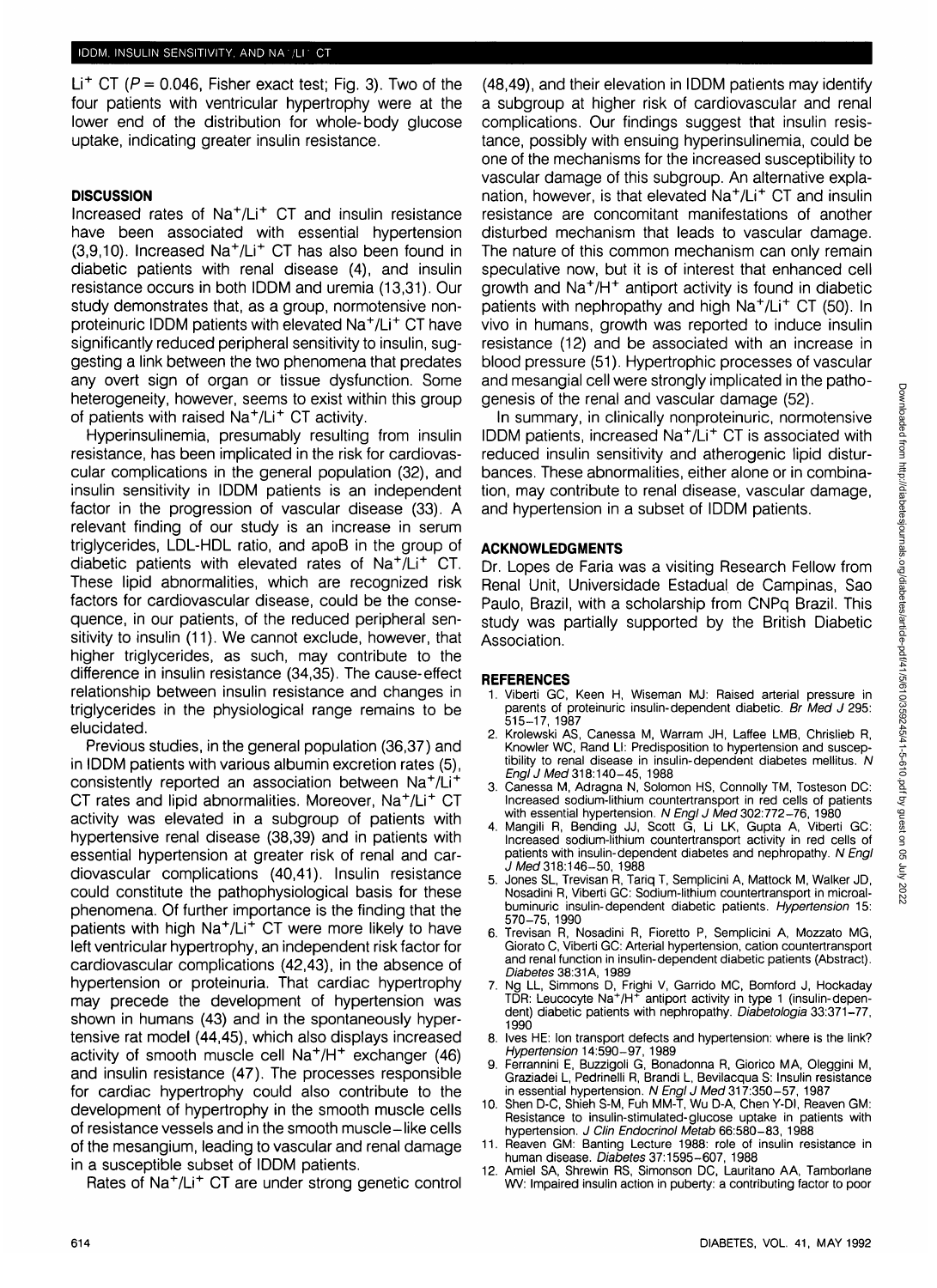$Li^+$ CT ($P = 0.046$, Fisher exact test; Fig. 3). Two of the four patients with ventricular hypertrophy were at the lower end of the distribution for whole-body glucose uptake, indicating greater insulin resistance.

## DISCUSSION

Increased rates of $Na^+/Li^+$ CT and insulin resistance have been associated with essential hypertension (3,9,10). Increased $Na^+/Li^+$ CT has also been found in diabetic patients with renal disease (4), and insulin resistance occurs in both IDDM and uremia (13,31). Our study demonstrates that, as a group, normotensive non-proteinuric IDDM patients with elevated $Na^+/Li^+$ CT have significantly reduced peripheral sensitivity to insulin, suggesting a link between the two phenomena that predates any overt sign of organ or tissue dysfunction. Some heterogeneity, however, seems to exist within this group of patients with raised $Na^+/Li^+$ CT activity.

Hyperinsulinemia, presumably resulting from insulin resistance, has been implicated in the risk for cardiovascular complications in the general population (32), and insulin sensitivity in IDDM patients is an independent factor in the progression of vascular disease (33). A relevant finding of our study is an increase in serum triglycerides, LDL-HDL ratio, and apoB in the group of diabetic patients with elevated rates of $Na^+/Li^+$ CT. These lipid abnormalities, which are recognized risk factors for cardiovascular disease, could be the consequence, in our patients, of the reduced peripheral sensitivity to insulin (11). We cannot exclude, however, that higher triglycerides, as such, may contribute to the difference in insulin resistance (34,35). The cause-effect relationship between insulin resistance and changes in triglycerides in the physiological range remains to be elucidated.

Previous studies, in the general population (36,37) and in IDDM patients with various albumin excretion rates (5), consistently reported an association between $Na^+/Li^+$ CT rates and lipid abnormalities. Moreover, $Na^+/Li^+$ CT activity was elevated in a subgroup of patients with hypertensive renal disease (38,39) and in patients with essential hypertension at greater risk of renal and cardiovascular complications (40,41). Insulin resistance could constitute the pathophysiological basis for these phenomena. Of further importance is the finding that the patients with high $Na^+/Li^+$ CT were more likely to have left ventricular hypertrophy, an independent risk factor for cardiovascular complications (42,43), in the absence of hypertension or proteinuria. That cardiac hypertrophy may precede the development of hypertension was shown in humans (43) and in the spontaneously hypertensive rat model (44,45), which also displays increased activity of smooth muscle cell $Na^+/H^+$ exchanger (46) and insulin resistance (47). The processes responsible for cardiac hypertrophy could also contribute to the development of hypertrophy in the smooth muscle cells of resistance vessels and in the smooth muscle–like cells of the mesangium, leading to vascular and renal damage in a susceptible subset of IDDM patients.

Rates of $Na^+/Li^+$ CT are under strong genetic control (48,49), and their elevation in IDDM patients may identify a subgroup at higher risk of cardiovascular and renal complications. Our findings suggest that insulin resistance, possibly with ensuing hyperinsulinemia, could be one of the mechanisms for the increased susceptibility to vascular damage of this subgroup. An alternative explanation, however, is that elevated $Na^+/Li^+$ CT and insulin resistance are concomitant manifestations of another disturbed mechanism that leads to vascular damage. The nature of this common mechanism can only remain speculative now, but it is of interest that enhanced cell growth and $Na^+/H^+$ antiport activity is found in diabetic patients with nephropathy and high $Na^+/Li^+$ CT (50). In vivo in humans, growth was reported to induce insulin resistance (12) and be associated with an increase in blood pressure (51). Hypertrophic processes of vascular and mesangial cell were strongly implicated in the pathogenesis of the renal and vascular damage (52).

In summary, in clinically nonproteinuric, normotensive IDDM patients, increased $Na^+/Li^+$ CT is associated with reduced insulin sensitivity and atherogenic lipid disturbances. These abnormalities, either alone or in combination, may contribute to renal disease, vascular damage, and hypertension in a subset of IDDM patients.

## ACKNOWLEDGMENTS

Dr. Lopes de Faria was a visiting Research Fellow from Renal Unit, Universidade Estadual de Campinas, Sao Paulo, Brazil, with a scholarship from CNPq Brazil. This study was partially supported by the British Diabetic Association.

## REFERENCES

1. Viberti GC, Keen H, Wiseman MJ: Raised arterial pressure in parents of proteinuric insulin-dependent diabetic. *Br Med J* 295: 515–17, 1987
2. Krolewski AS, Canessa M, Warram JH, Laffee LMB, Chrislieb R, Knowler WC, Rand LI: Predisposition to hypertension and susceptibility to renal disease in insulin-dependent diabetes mellitus. *N Engl J Med* 318:140–45, 1988
3. Canessa M, Adragna N, Solomon HS, Connolly TM, Tosteson DC: Increased sodium-lithium countertransport in red cells of patients with essential hypertension. *N Engl J Med* 302:772–76, 1980
4. Mangili R, Bending JJ, Scott G, Li LK, Gupta A, Viberti GC: Increased sodium-lithium countertransport activity in red cells of patients with insulin-dependent diabetes and nephropathy. *N Engl J Med* 318:146–50, 1988
5. Jones SL, Trevisan R, Tariq T, Semplicini A, Mattock M, Walker JD, Nosadini R, Viberti GC: Sodium-lithium countertransport in microalbuminuric insulin-dependent diabetic patients. *Hypertension* 15: 570–75, 1990
6. Trevisan R, Nosadini R, Fioretto P, Semplicini A, Mozzato MG, Giorato C, Viberti GC: Arterial hypertension, cation countertransport and renal function in insulin-dependent diabetic patients (Abstract). *Diabetes* 38:31A, 1989
7. Ng LL, Simmons D, Frighi V, Garrido MC, Bomford J, Hockaday TDR: Leucocyte $Na^+/H^+$ antiport activity in type 1 (insulin-dependent) diabetic patients with nephropathy. *Diabetologia* 33:371–77, 1990
8. Ives HE: Ion transport defects and hypertension: where is the link? *Hypertension* 14:590–97, 1989
9. Ferrannini E, Buzzigoli G, Bonadonna R, Giorico MA, Oleggini M, Graziadei L, Pedrinelli R, Brandi L, Bevilacqua S: Insulin resistance in essential hypertension. *N Engl J Med* 317:350–57, 1987
10. Shen D-C, Shieh S-M, Fuh MM-T, Wu D-A, Chen Y-DI, Reaven GM: Resistance to insulin-stimulated-glucose uptake in patients with hypertension. *J Clin Endocrinol Metab* 66:580–83, 1988
11. Reaven GM: Banting Lecture 1988: role of insulin resistance in human disease. *Diabetes* 37:1595–607, 1988
12. Amiel SA, Shrewin RS, Simonson DC, Lauritano AA, Tamborlane WV: Impaired insulin action in puberty: a contributing factor to poor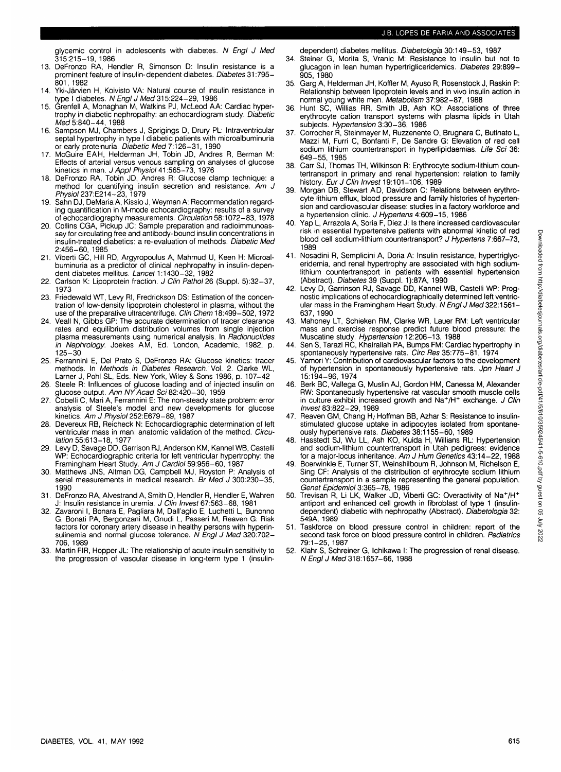glycemic control in adolescents with diabetes. *N Engl J Med* 315:215–19, 1986

13. DeFronzo RA, Hendler R, Simonson D: Insulin resistance is a prominent feature of insulin-dependent diabetes. *Diabetes* 31:795–801, 1982
14. Yki-Järvien H, Koivisto VA: Natural course of insulin resistance in type I diabetes. *N Engl J Med* 315:224–29, 1986
15. Grenfell A, Monaghan M, Watkins PJ, McLeod AA: Cardiac hypertrophy in diabetic nephropathy: an echocardiogram study. *Diabetic Med* 5:840–44, 1988
16. Sampson MJ, Chambers J, Sprigings D, Drury PL: Intraventricular septal hypertrophy in type I diabetic patients with microalbuminuria or early proteinuria. *Diabetic Med* 7:126–31, 1990
17. McGuire EAH, Helderman JH, Tobin JD, Andres R, Berman M: Effects of arterial versus venous sampling on analyses of glucose kinetics in man. *J Appl Physiol* 41:565–73, 1976
18. DeFronzo RA, Tobin JD, Andres R: Glucose clamp technique: a method for quantifying insulin secretion and resistance. *Am J Physiol* 237:E214–23, 1979
19. Sahn DJ, DeMaria A, Kissio J, Weyman A: Recommendation regarding quantification in M-mode echocardiography: results of a survey of echocardiography measurements. *Circulation* 58:1072–83, 1978
20. Collins CGA, Pickup JC: Sample preparation and radioimmunoassay for circulating free and antibody-bound insulin concentrations in insulin-treated diabetics: a re-evaluation of methods. *Diabetic Med* 2:456–60, 1985
21. Viberti GC, Hill RD, Argyropoulus A, Mahmud U, Keen H: Microalbuminuria as a predictor of clinical nephropathy in insulin-dependent diabetes mellitus. *Lancet* 1:1430–32, 1982
22. Carlson K: Lipoprotein fraction. *J Clin Pathol* 26 (Suppl. 5):32–37, 1973
23. Friedewald WT, Levy RI, Fredrickson DS: Estimation of the concentration of low-density lipoprotein cholesterol in plasma, without the use of the preparative ultracentrifuge. *Clin Chem* 18:499–502, 1972
24. Veall N, Gibbs GP: The accurate determination of tracer clearance rates and equilibrium distribution volumes from single injection plasma measurements using numerical analysis. In *Radionuclides in Nephrology*. Joekes AM, Ed. London, Academic, 1982, p. 125–30
25. Ferrannini E, Del Prato S, DeFronzo RA: Glucose kinetics: tracer methods. In *Methods in Diabetes Research*. Vol. 2. Clarke WL, Larner J, Pohl SL, Eds. New York, Wiley & Sons 1986, p. 107–42
26. Steele R: Influences of glucose loading and of injected insulin on glucose output. *Ann NY Acad Sci* 82:420–30, 1959
27. Cobelli C, Mari A, Ferrannini E: The non-steady state problem: error analysis of Steele's model and new developments for glucose kinetics. *Am J Physiol* 252:E679–89, 1987
28. Devereux RB, Reicheck N: Echocardiographic determination of left ventricular mass in man: anatomic validation of the method. *Circulation* 55:613–18, 1977
29. Levy D, Savage DD, Garrison RJ, Anderson KM, Kannel WB, Castelli WP: Echocardiographic criteria for left ventricular hypertrophy: the Framingham Heart Study. *Am J Cardiol* 59:956–60, 1987
30. Matthews JNS, Altman DG, Campbell MJ, Royston P: Analysis of serial measurements in medical research. *Br Med J* 300:230–35, 1990
31. DeFronzo RA, Alvestrand A, Smith D, Hendler R, Hendler E, Wahren J: Insulin resistance in uremia. *J Clin Invest* 67:563–68, 1981
32. Zavaroni I, Bonara E, Pagliara M, Dall'aglio E, Luchetti L, Bunonno G, Bonati PA, Bergonzani M, Gnudi L, Passeri M, Reaven G: Risk factors for coronary artery disease in healthy persons with hyperinsulinemia and normal glucose tolerance. *N Engl J Med* 320:702–706, 1989
33. Martin FIR, Hopper JL: The relationship of acute insulin sensitivity to the progression of vascular disease in long-term type 1 (insulin-dependent) diabetes mellitus. *Diabetologia* 30:149–53, 1987
34. Steiner G, Morita S, Vranic M: Resistance to insulin but not to glucagon in lean human hypertriglyceridemics. *Diabetes* 29:899–905, 1980
35. Garg A, Helderman JH, Koffler M, Ayuso R, Rosenstock J, Raskin P: Relationship between lipoprotein levels and in vivo insulin action in normal young white men. *Metabolism* 37:982–87, 1988
36. Hunt SC, Willias RR, Smith JB, Ash KO: Associations of three erythrocyte cation transport systems with plasma lipids in Utah subjects. *Hypertension* 3:30–36, 1986
37. Corrocher R, Steinmayer M, Ruzzenente O, Brugnara C, Butinato L, Mazzi M, Furri C, Bonfanti F, De Sandre G: Elevation of red cell sodium lithium countertransport in hyperlipidaemias. *Life Sci* 36: 649–55, 1985
38. Carr SJ, Thomas TH, Wilkinson R: Erythrocyte sodium-lithium countertransport in primary and renal hypertension: relation to family history. *Eur J Clin Invest* 19:101–106, 1989
39. Morgan DB, Stewart AD, Davidson C: Relations between erythrocyte lithium efflux, blood pressure and family histories of hypertension and cardiovascular disease: studies in a factory workforce and a hypertension clinic. *J Hypertens* 4:609–15, 1986
40. Yap L, Arrazola A, Soria F, Diez J: Is there increased cardiovascular risk in essential hypertensive patients with abnormal kinetic of red blood cell sodium-lithium countertransport? *J Hypertens* 7:667–73, 1989
41. Nosadini R, Semplicini A, Doria A: Insulin resistance, hypertriglyceridemia, and renal hypertrophy are associated with high sodium-lithium countertransport in patients with essential hypertension (Abstract). *Diabetes* 39 (Suppl. 1):87A, 1990
42. Levy D, Garrinson RJ, Savage DD, Kannel WB, Castelli WP: Prognostic implications of echocardiographically determined left ventricular mass in the Framingham Heart Study. *N Engl J Med* 322:1561–637, 1990
43. Mahoney LT, Schieken RM, Clarke WR, Lauer RM: Left ventricular mass and exercise response predict future blood pressure: the Muscatine study. *Hypertension* 12:206–13, 1988
44. Sen S, Tarazi RC, Khairallah PA, Bumps FM: Cardiac hypertrophy in spontaneously hypertensive rats. *Circ Res* 35:775–81, 1974
45. Yamori Y: Contribution of cardiovascular factors to the development of hypertension in spontaneously hypertensive rats. *Jpn Heart J* 15:194–96, 1974
46. Berk BC, Vallega G, Muslin AJ, Gordon HM, Canessa M, Alexander RW: Spontaneously hypertensive rat vascular smooth muscle cells in culture exhibit increased growth and $Na^+/H^+$ exchange. *J Clin Invest* 83:822–29, 1989
47. Reaven GM, Chang H, Hoffman BB, Azhar S: Resistance to insulin-stimulated glucose uptake in adipocytes isolated from spontaneously hypertensive rats. *Diabetes* 38:1155–60, 1989
48. Hasstedt SJ, Wu LL, Ash KO, Kuida H, Willians RL: Hypertension and sodium-lithium countertransport in Utah pedigrees: evidence for a major-locus inheritance. *Am J Hum Genetics* 43:14–22, 1988
49. Boerwinkle E, Turner ST, Weinshilboum R, Johnson M, Richelson E, Sing CF: Analysis of the distribution of erythrocyte sodium lithium countertransport in a sample representing the general population. *Genet Epidemiol* 3:365–78, 1986
50. Trevisan R, Li LK, Walker JD, Viberti GC: Overactivity of $Na^+/H^+$ antiport and enhanced cell growth in fibroblast of type 1 (insulin-dependent) diabetic with nephropathy (Abstract). *Diabetologia* 32: 549A, 1989
51. Taskforce on blood pressure control in children: report of the second task force on blood pressure control in children. *Pediatrics* 79:1–25, 1987
52. Klahr S, Schreiner G, Ichikawa I: The progression of renal disease. *N Engl J Med* 318:1657–66, 1988